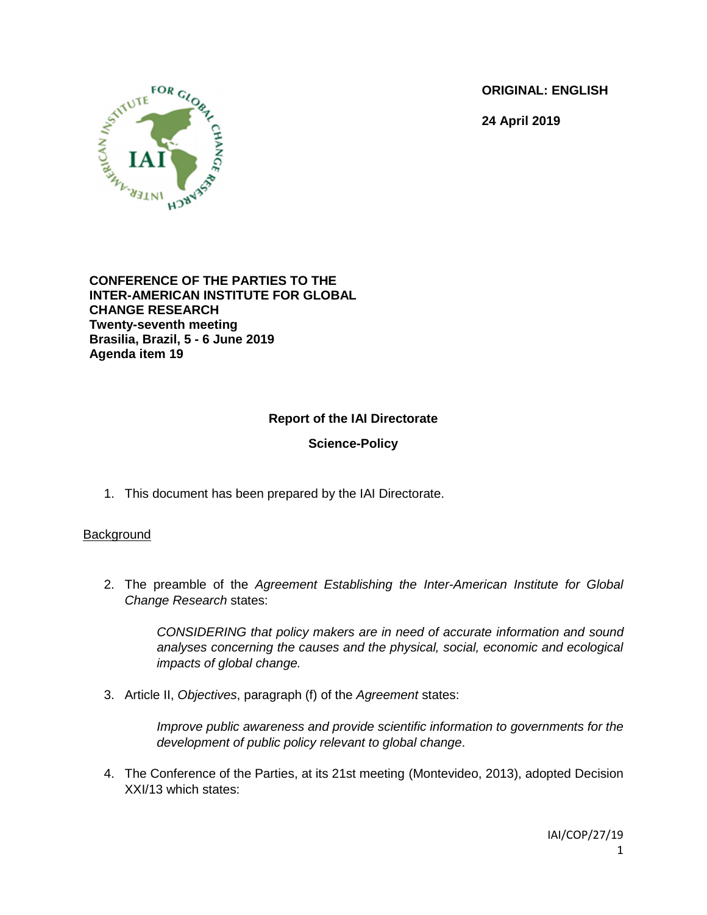**ORIGINAL: ENGLISH**

**24 April 2019**

**CONFERENCE OF THE PARTIES TO THE INTER-AMERICAN INSTITUTE FOR GLOBAL CHANGE RESEARCH**
**Twenty-seventh meeting**
**Brasilia, Brazil, 5 - 6 June 2019**
**Agenda item 19**

## Report of the IAI Directorate

## Science-Policy

1. This document has been prepared by the IAI Directorate.

<u>Background</u>

2. The preamble of the *Agreement Establishing the Inter-American Institute for Global Change Research* states:

    *CONSIDERING that policy makers are in need of accurate information and sound analyses concerning the causes and the physical, social, economic and ecological impacts of global change.*

3. Article II, *Objectives*, paragraph (f) of the *Agreement* states:

    *Improve public awareness and provide scientific information to governments for the development of public policy relevant to global change*.

4. The Conference of the Parties, at its 21st meeting (Montevideo, 2013), adopted Decision XXI/13 which states: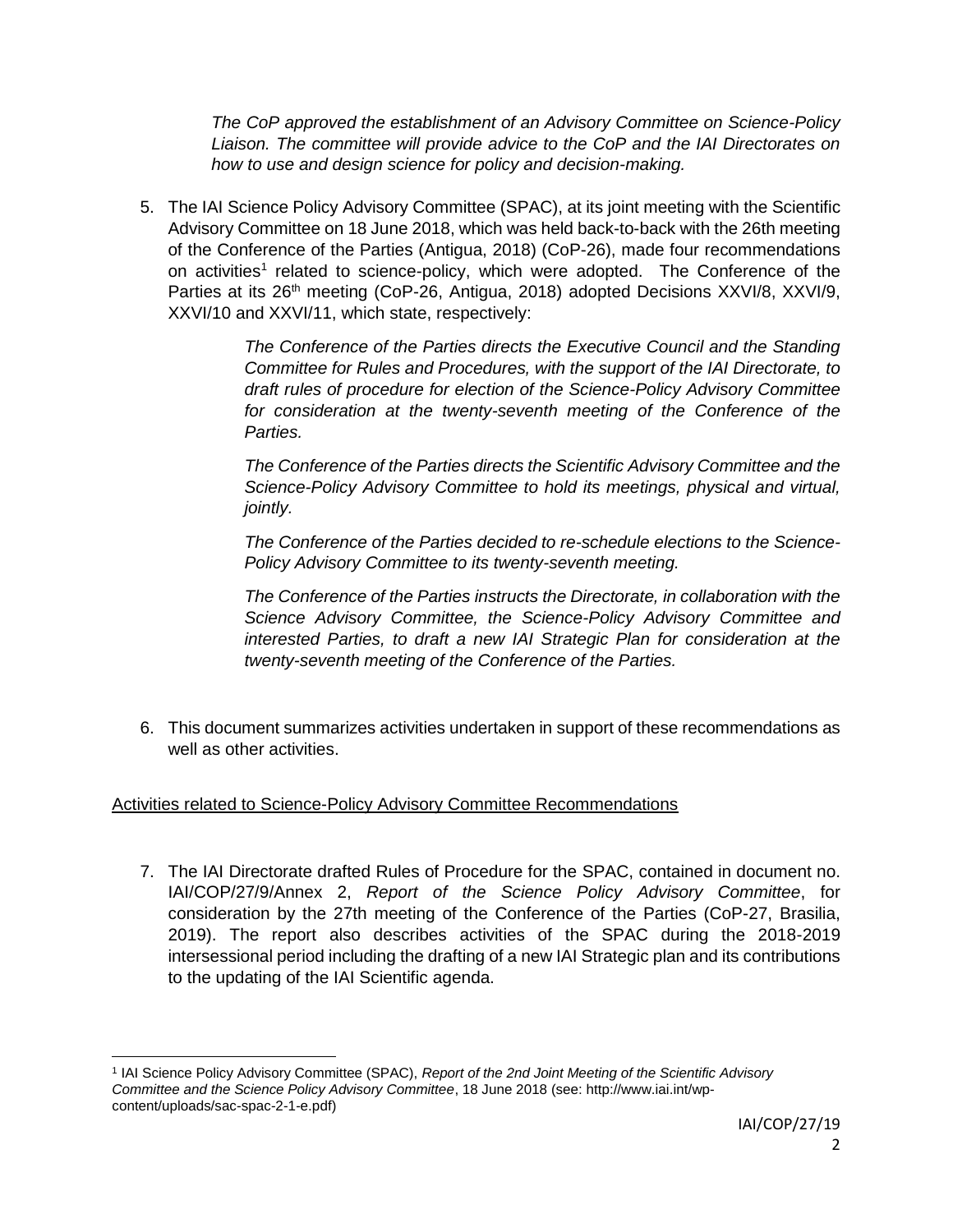*The CoP approved the establishment of an Advisory Committee on Science-Policy Liaison. The committee will provide advice to the CoP and the IAI Directorates on how to use and design science for policy and decision-making.*

5. The IAI Science Policy Advisory Committee (SPAC), at its joint meeting with the Scientific Advisory Committee on 18 June 2018, which was held back-to-back with the 26th meeting of the Conference of the Parties (Antigua, 2018) (CoP-26), made four recommendations on activities[1] related to science-policy, which were adopted. The Conference of the Parties at its 26th meeting (CoP-26, Antigua, 2018) adopted Decisions XXVI/8, XXVI/9, XXVI/10 and XXVI/11, which state, respectively:

   > *The Conference of the Parties directs the Executive Council and the Standing Committee for Rules and Procedures, with the support of the IAI Directorate, to draft rules of procedure for election of the Science-Policy Advisory Committee for consideration at the twenty-seventh meeting of the Conference of the Parties.*
   >
   > *The Conference of the Parties directs the Scientific Advisory Committee and the Science-Policy Advisory Committee to hold its meetings, physical and virtual, jointly.*
   >
   > *The Conference of the Parties decided to re-schedule elections to the Science-Policy Advisory Committee to its twenty-seventh meeting.*
   >
   > *The Conference of the Parties instructs the Directorate, in collaboration with the Science Advisory Committee, the Science-Policy Advisory Committee and interested Parties, to draft a new IAI Strategic Plan for consideration at the twenty-seventh meeting of the Conference of the Parties.*

6. This document summarizes activities undertaken in support of these recommendations as well as other activities.

<u>Activities related to Science-Policy Advisory Committee Recommendations</u>

7. The IAI Directorate drafted Rules of Procedure for the SPAC, contained in document no. IAI/COP/27/9/Annex 2, *Report of the Science Policy Advisory Committee*, for consideration by the 27th meeting of the Conference of the Parties (CoP-27, Brasilia, 2019). The report also describes activities of the SPAC during the 2018-2019 intersessional period including the drafting of a new IAI Strategic plan and its contributions to the updating of the IAI Scientific agenda.

---

[1] IAI Science Policy Advisory Committee (SPAC), *Report of the 2nd Joint Meeting of the Scientific Advisory Committee and the Science Policy Advisory Committee*, 18 June 2018 (see: http://www.iai.int/wp-content/uploads/sac-spac-2-1-e.pdf)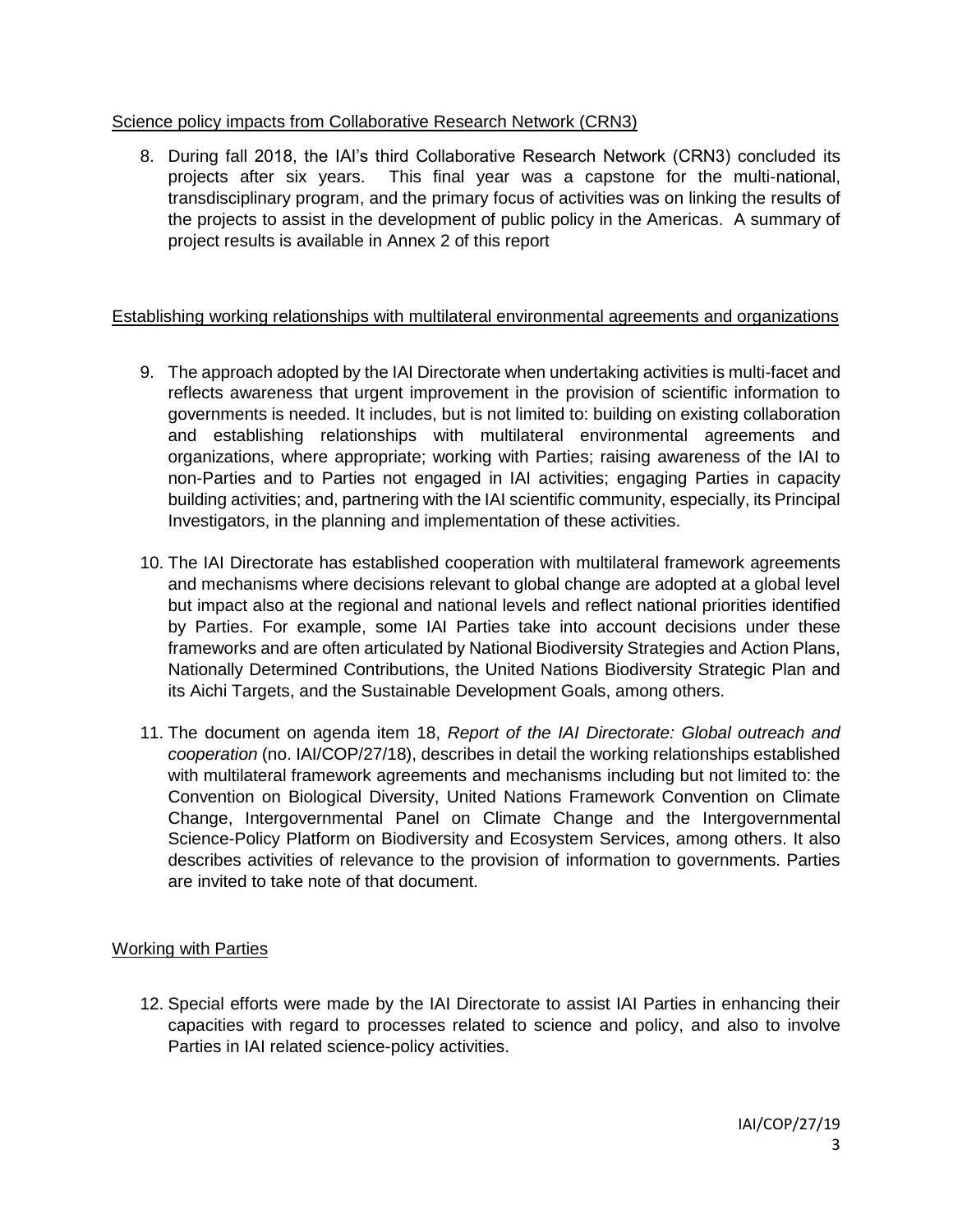## Science policy impacts from Collaborative Research Network (CRN3)

8. During fall 2018, the IAI's third Collaborative Research Network (CRN3) concluded its projects after six years. This final year was a capstone for the multi-national, transdisciplinary program, and the primary focus of activities was on linking the results of the projects to assist in the development of public policy in the Americas. A summary of project results is available in Annex 2 of this report

## Establishing working relationships with multilateral environmental agreements and organizations

9. The approach adopted by the IAI Directorate when undertaking activities is multi-facet and reflects awareness that urgent improvement in the provision of scientific information to governments is needed. It includes, but is not limited to: building on existing collaboration and establishing relationships with multilateral environmental agreements and organizations, where appropriate; working with Parties; raising awareness of the IAI to non-Parties and to Parties not engaged in IAI activities; engaging Parties in capacity building activities; and, partnering with the IAI scientific community, especially, its Principal Investigators, in the planning and implementation of these activities.

10. The IAI Directorate has established cooperation with multilateral framework agreements and mechanisms where decisions relevant to global change are adopted at a global level but impact also at the regional and national levels and reflect national priorities identified by Parties. For example, some IAI Parties take into account decisions under these frameworks and are often articulated by National Biodiversity Strategies and Action Plans, Nationally Determined Contributions, the United Nations Biodiversity Strategic Plan and its Aichi Targets, and the Sustainable Development Goals, among others.

11. The document on agenda item 18, *Report of the IAI Directorate: Global outreach and cooperation* (no. IAI/COP/27/18), describes in detail the working relationships established with multilateral framework agreements and mechanisms including but not limited to: the Convention on Biological Diversity, United Nations Framework Convention on Climate Change, Intergovernmental Panel on Climate Change and the Intergovernmental Science-Policy Platform on Biodiversity and Ecosystem Services, among others. It also describes activities of relevance to the provision of information to governments. Parties are invited to take note of that document.

## Working with Parties

12. Special efforts were made by the IAI Directorate to assist IAI Parties in enhancing their capacities with regard to processes related to science and policy, and also to involve Parties in IAI related science-policy activities.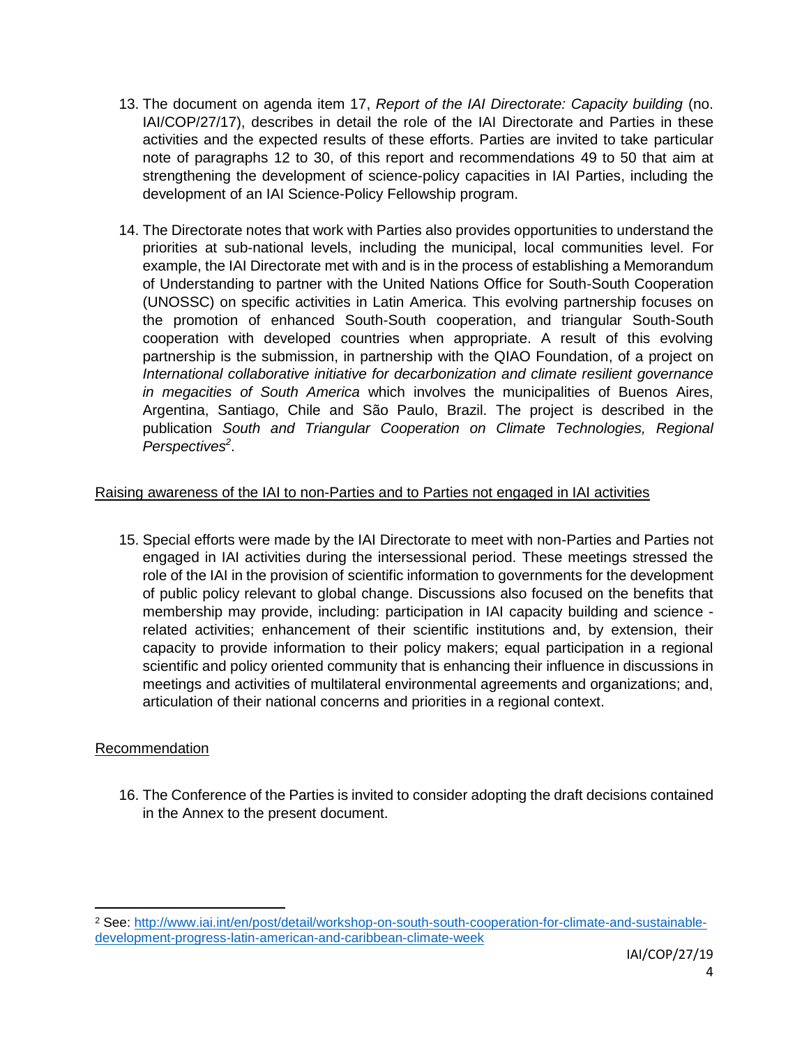13. The document on agenda item 17, *Report of the IAI Directorate: Capacity building* (no. IAI/COP/27/17), describes in detail the role of the IAI Directorate and Parties in these activities and the expected results of these efforts. Parties are invited to take particular note of paragraphs 12 to 30, of this report and recommendations 49 to 50 that aim at strengthening the development of science-policy capacities in IAI Parties, including the development of an IAI Science-Policy Fellowship program.

14. The Directorate notes that work with Parties also provides opportunities to understand the priorities at sub-national levels, including the municipal, local communities level. For example, the IAI Directorate met with and is in the process of establishing a Memorandum of Understanding to partner with the United Nations Office for South-South Cooperation (UNOSSC) on specific activities in Latin America. This evolving partnership focuses on the promotion of enhanced South-South cooperation, and triangular South-South cooperation with developed countries when appropriate. A result of this evolving partnership is the submission, in partnership with the QIAO Foundation, of a project on *International collaborative initiative for decarbonization and climate resilient governance in megacities of South America* which involves the municipalities of Buenos Aires, Argentina, Santiago, Chile and São Paulo, Brazil. The project is described in the publication *South and Triangular Cooperation on Climate Technologies, Regional Perspectives*[2].

<u>Raising awareness of the IAI to non-Parties and to Parties not engaged in IAI activities</u>

15. Special efforts were made by the IAI Directorate to meet with non-Parties and Parties not engaged in IAI activities during the intersessional period. These meetings stressed the role of the IAI in the provision of scientific information to governments for the development of public policy relevant to global change. Discussions also focused on the benefits that membership may provide, including: participation in IAI capacity building and science - related activities; enhancement of their scientific institutions and, by extension, their capacity to provide information to their policy makers; equal participation in a regional scientific and policy oriented community that is enhancing their influence in discussions in meetings and activities of multilateral environmental agreements and organizations; and, articulation of their national concerns and priorities in a regional context.

<u>Recommendation</u>

16. The Conference of the Parties is invited to consider adopting the draft decisions contained in the Annex to the present document.

---

[2] See: http://www.iai.int/en/post/detail/workshop-on-south-south-cooperation-for-climate-and-sustainable-development-progress-latin-american-and-caribbean-climate-week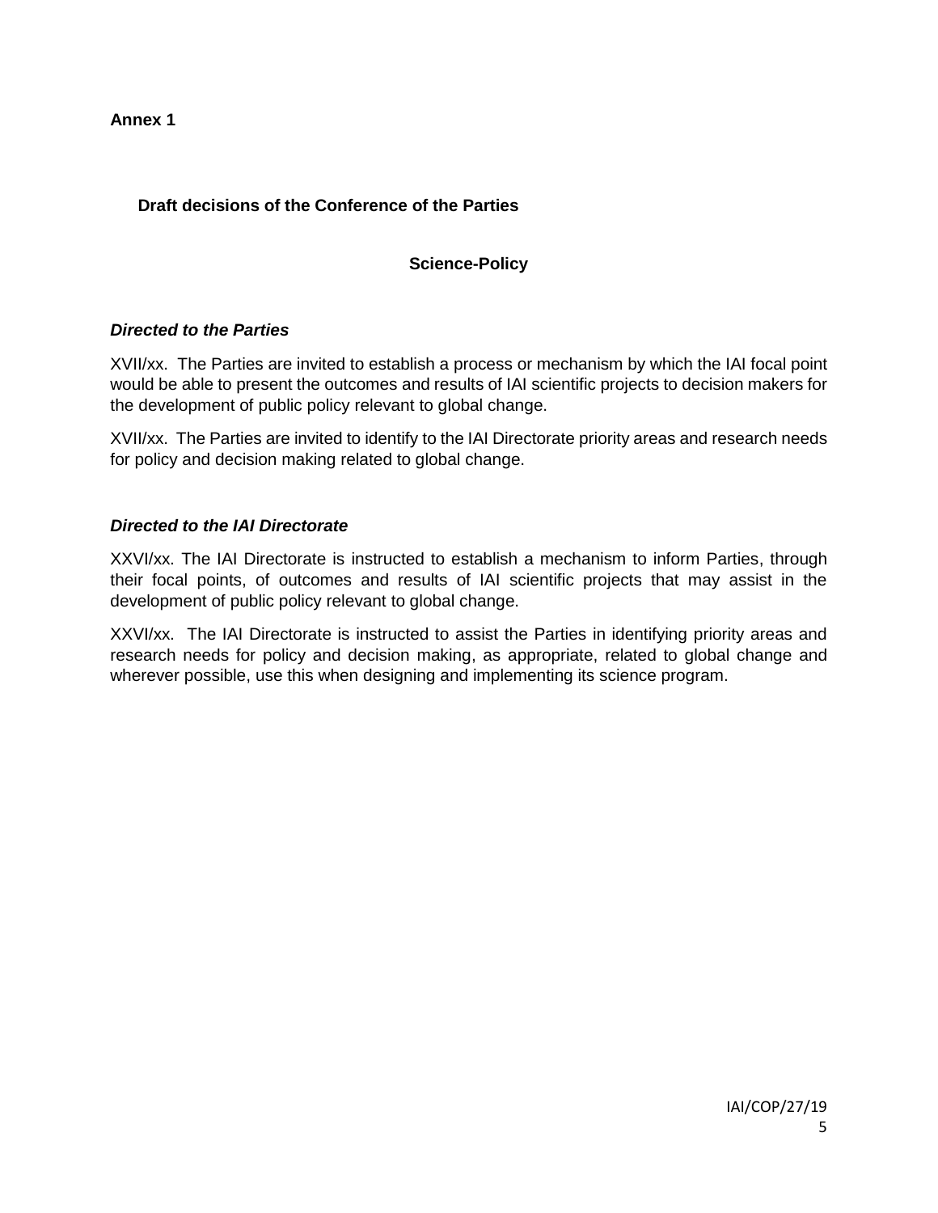**Annex 1**

## Draft decisions of the Conference of the Parties

### Science-Policy

***Directed to the Parties***

XVII/xx. The Parties are invited to establish a process or mechanism by which the IAI focal point would be able to present the outcomes and results of IAI scientific projects to decision makers for the development of public policy relevant to global change.

XVII/xx. The Parties are invited to identify to the IAI Directorate priority areas and research needs for policy and decision making related to global change.

***Directed to the IAI Directorate***

XXVI/xx. The IAI Directorate is instructed to establish a mechanism to inform Parties, through their focal points, of outcomes and results of IAI scientific projects that may assist in the development of public policy relevant to global change.

XXVI/xx. The IAI Directorate is instructed to assist the Parties in identifying priority areas and research needs for policy and decision making, as appropriate, related to global change and wherever possible, use this when designing and implementing its science program.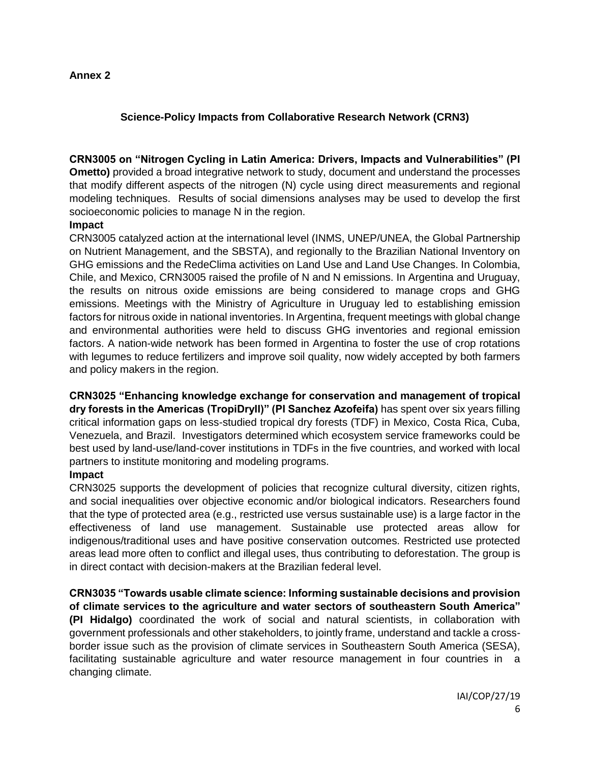**Annex 2**

## Science-Policy Impacts from Collaborative Research Network (CRN3)

**CRN3005 on "Nitrogen Cycling in Latin America: Drivers, Impacts and Vulnerabilities" (PI Ometto)** provided a broad integrative network to study, document and understand the processes that modify different aspects of the nitrogen (N) cycle using direct measurements and regional modeling techniques. Results of social dimensions analyses may be used to develop the first socioeconomic policies to manage N in the region.

**Impact**

CRN3005 catalyzed action at the international level (INMS, UNEP/UNEA, the Global Partnership on Nutrient Management, and the SBSTA), and regionally to the Brazilian National Inventory on GHG emissions and the RedeClima activities on Land Use and Land Use Changes. In Colombia, Chile, and Mexico, CRN3005 raised the profile of N and N emissions. In Argentina and Uruguay, the results on nitrous oxide emissions are being considered to manage crops and GHG emissions. Meetings with the Ministry of Agriculture in Uruguay led to establishing emission factors for nitrous oxide in national inventories. In Argentina, frequent meetings with global change and environmental authorities were held to discuss GHG inventories and regional emission factors. A nation-wide network has been formed in Argentina to foster the use of crop rotations with legumes to reduce fertilizers and improve soil quality, now widely accepted by both farmers and policy makers in the region.

**CRN3025 "Enhancing knowledge exchange for conservation and management of tropical dry forests in the Americas (TropiDryII)" (PI Sanchez Azofeifa)** has spent over six years filling critical information gaps on less-studied tropical dry forests (TDF) in Mexico, Costa Rica, Cuba, Venezuela, and Brazil. Investigators determined which ecosystem service frameworks could be best used by land-use/land-cover institutions in TDFs in the five countries, and worked with local partners to institute monitoring and modeling programs.

**Impact**

CRN3025 supports the development of policies that recognize cultural diversity, citizen rights, and social inequalities over objective economic and/or biological indicators. Researchers found that the type of protected area (e.g., restricted use versus sustainable use) is a large factor in the effectiveness of land use management. Sustainable use protected areas allow for indigenous/traditional uses and have positive conservation outcomes. Restricted use protected areas lead more often to conflict and illegal uses, thus contributing to deforestation. The group is in direct contact with decision-makers at the Brazilian federal level.

**CRN3035 "Towards usable climate science: Informing sustainable decisions and provision of climate services to the agriculture and water sectors of southeastern South America" (PI Hidalgo)** coordinated the work of social and natural scientists, in collaboration with government professionals and other stakeholders, to jointly frame, understand and tackle a cross-border issue such as the provision of climate services in Southeastern South America (SESA), facilitating sustainable agriculture and water resource management in four countries in a changing climate.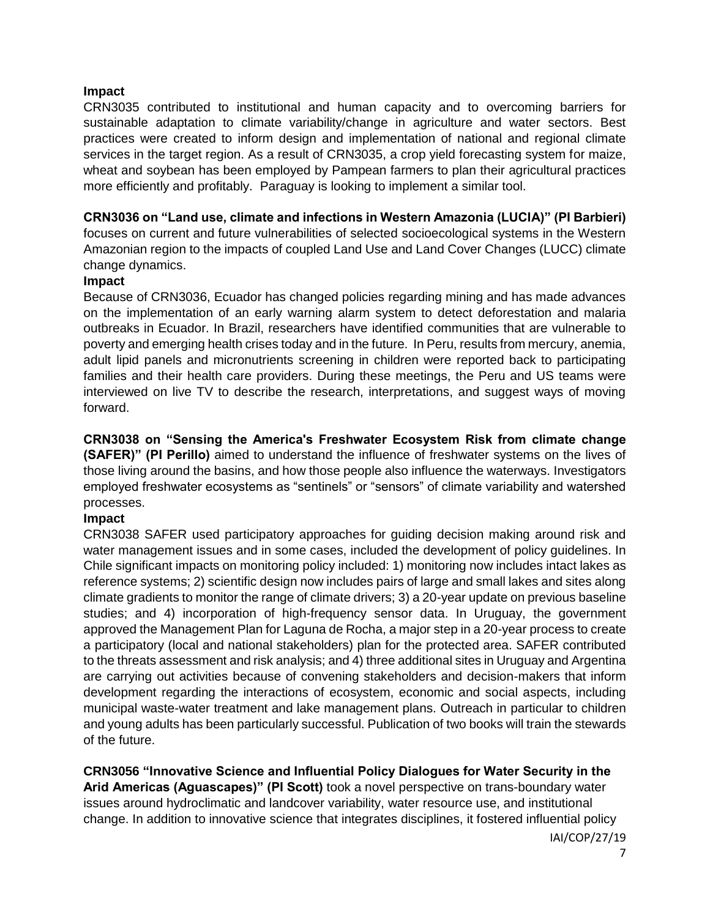**Impact**

CRN3035 contributed to institutional and human capacity and to overcoming barriers for sustainable adaptation to climate variability/change in agriculture and water sectors. Best practices were created to inform design and implementation of national and regional climate services in the target region. As a result of CRN3035, a crop yield forecasting system for maize, wheat and soybean has been employed by Pampean farmers to plan their agricultural practices more efficiently and profitably. Paraguay is looking to implement a similar tool.

**CRN3036 on "Land use, climate and infections in Western Amazonia (LUCIA)" (PI Barbieri)** focuses on current and future vulnerabilities of selected socioecological systems in the Western Amazonian region to the impacts of coupled Land Use and Land Cover Changes (LUCC) climate change dynamics.

**Impact**

Because of CRN3036, Ecuador has changed policies regarding mining and has made advances on the implementation of an early warning alarm system to detect deforestation and malaria outbreaks in Ecuador. In Brazil, researchers have identified communities that are vulnerable to poverty and emerging health crises today and in the future. In Peru, results from mercury, anemia, adult lipid panels and micronutrients screening in children were reported back to participating families and their health care providers. During these meetings, the Peru and US teams were interviewed on live TV to describe the research, interpretations, and suggest ways of moving forward.

**CRN3038 on "Sensing the America's Freshwater Ecosystem Risk from climate change (SAFER)" (PI Perillo)** aimed to understand the influence of freshwater systems on the lives of those living around the basins, and how those people also influence the waterways. Investigators employed freshwater ecosystems as "sentinels" or "sensors" of climate variability and watershed processes.

**Impact**

CRN3038 SAFER used participatory approaches for guiding decision making around risk and water management issues and in some cases, included the development of policy guidelines. In Chile significant impacts on monitoring policy included: 1) monitoring now includes intact lakes as reference systems; 2) scientific design now includes pairs of large and small lakes and sites along climate gradients to monitor the range of climate drivers; 3) a 20-year update on previous baseline studies; and 4) incorporation of high-frequency sensor data. In Uruguay, the government approved the Management Plan for Laguna de Rocha, a major step in a 20-year process to create a participatory (local and national stakeholders) plan for the protected area. SAFER contributed to the threats assessment and risk analysis; and 4) three additional sites in Uruguay and Argentina are carrying out activities because of convening stakeholders and decision-makers that inform development regarding the interactions of ecosystem, economic and social aspects, including municipal waste-water treatment and lake management plans. Outreach in particular to children and young adults has been particularly successful. Publication of two books will train the stewards of the future.

**CRN3056 "Innovative Science and Influential Policy Dialogues for Water Security in the Arid Americas (Aguascapes)" (PI Scott)** took a novel perspective on trans-boundary water issues around hydroclimatic and landcover variability, water resource use, and institutional change. In addition to innovative science that integrates disciplines, it fostered influential policy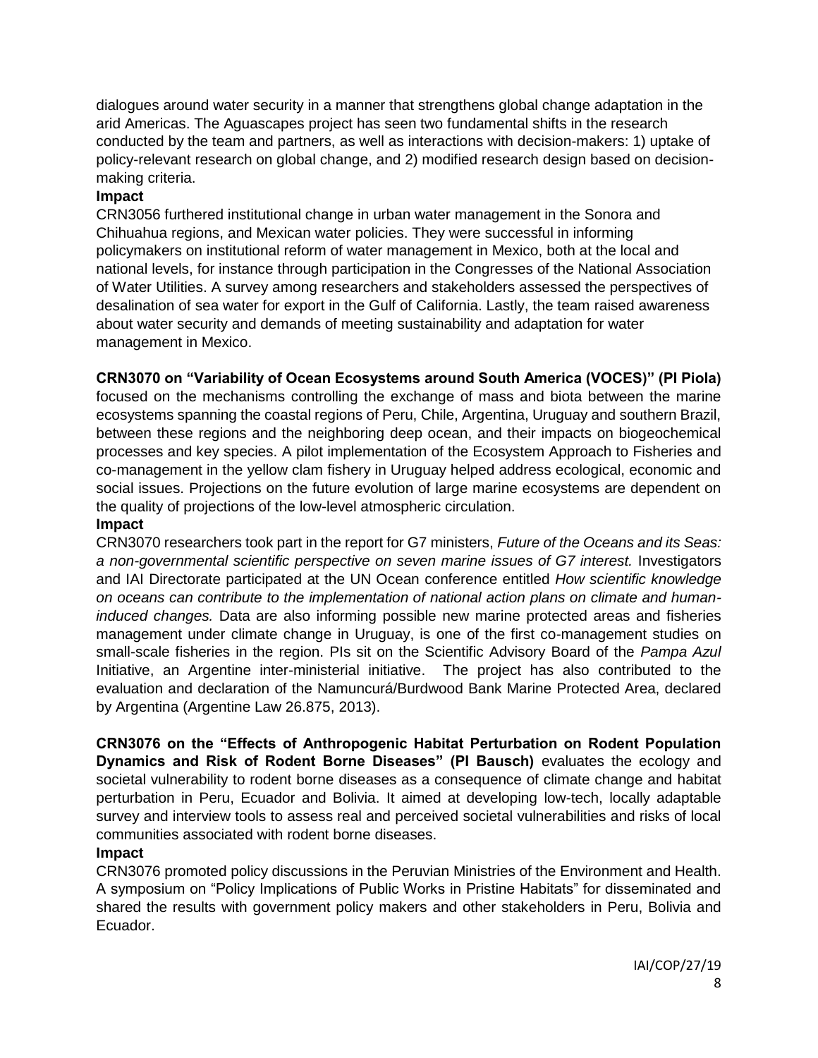dialogues around water security in a manner that strengthens global change adaptation in the arid Americas. The Aguascapes project has seen two fundamental shifts in the research conducted by the team and partners, as well as interactions with decision-makers: 1) uptake of policy-relevant research on global change, and 2) modified research design based on decision-making criteria.

**Impact**

CRN3056 furthered institutional change in urban water management in the Sonora and Chihuahua regions, and Mexican water policies. They were successful in informing policymakers on institutional reform of water management in Mexico, both at the local and national levels, for instance through participation in the Congresses of the National Association of Water Utilities. A survey among researchers and stakeholders assessed the perspectives of desalination of sea water for export in the Gulf of California. Lastly, the team raised awareness about water security and demands of meeting sustainability and adaptation for water management in Mexico.

**CRN3070 on "Variability of Ocean Ecosystems around South America (VOCES)" (PI Piola)** focused on the mechanisms controlling the exchange of mass and biota between the marine ecosystems spanning the coastal regions of Peru, Chile, Argentina, Uruguay and southern Brazil, between these regions and the neighboring deep ocean, and their impacts on biogeochemical processes and key species. A pilot implementation of the Ecosystem Approach to Fisheries and co-management in the yellow clam fishery in Uruguay helped address ecological, economic and social issues. Projections on the future evolution of large marine ecosystems are dependent on the quality of projections of the low-level atmospheric circulation.

**Impact**

CRN3070 researchers took part in the report for G7 ministers, *Future of the Oceans and its Seas: a non-governmental scientific perspective on seven marine issues of G7 interest.* Investigators and IAI Directorate participated at the UN Ocean conference entitled *How scientific knowledge on oceans can contribute to the implementation of national action plans on climate and human-induced changes.* Data are also informing possible new marine protected areas and fisheries management under climate change in Uruguay, is one of the first co-management studies on small-scale fisheries in the region. PIs sit on the Scientific Advisory Board of the *Pampa Azul* Initiative, an Argentine inter-ministerial initiative. The project has also contributed to the evaluation and declaration of the Namuncurá/Burdwood Bank Marine Protected Area, declared by Argentina (Argentine Law 26.875, 2013).

**CRN3076 on the "Effects of Anthropogenic Habitat Perturbation on Rodent Population Dynamics and Risk of Rodent Borne Diseases" (PI Bausch)** evaluates the ecology and societal vulnerability to rodent borne diseases as a consequence of climate change and habitat perturbation in Peru, Ecuador and Bolivia. It aimed at developing low-tech, locally adaptable survey and interview tools to assess real and perceived societal vulnerabilities and risks of local communities associated with rodent borne diseases.

**Impact**

CRN3076 promoted policy discussions in the Peruvian Ministries of the Environment and Health. A symposium on "Policy Implications of Public Works in Pristine Habitats" for disseminated and shared the results with government policy makers and other stakeholders in Peru, Bolivia and Ecuador.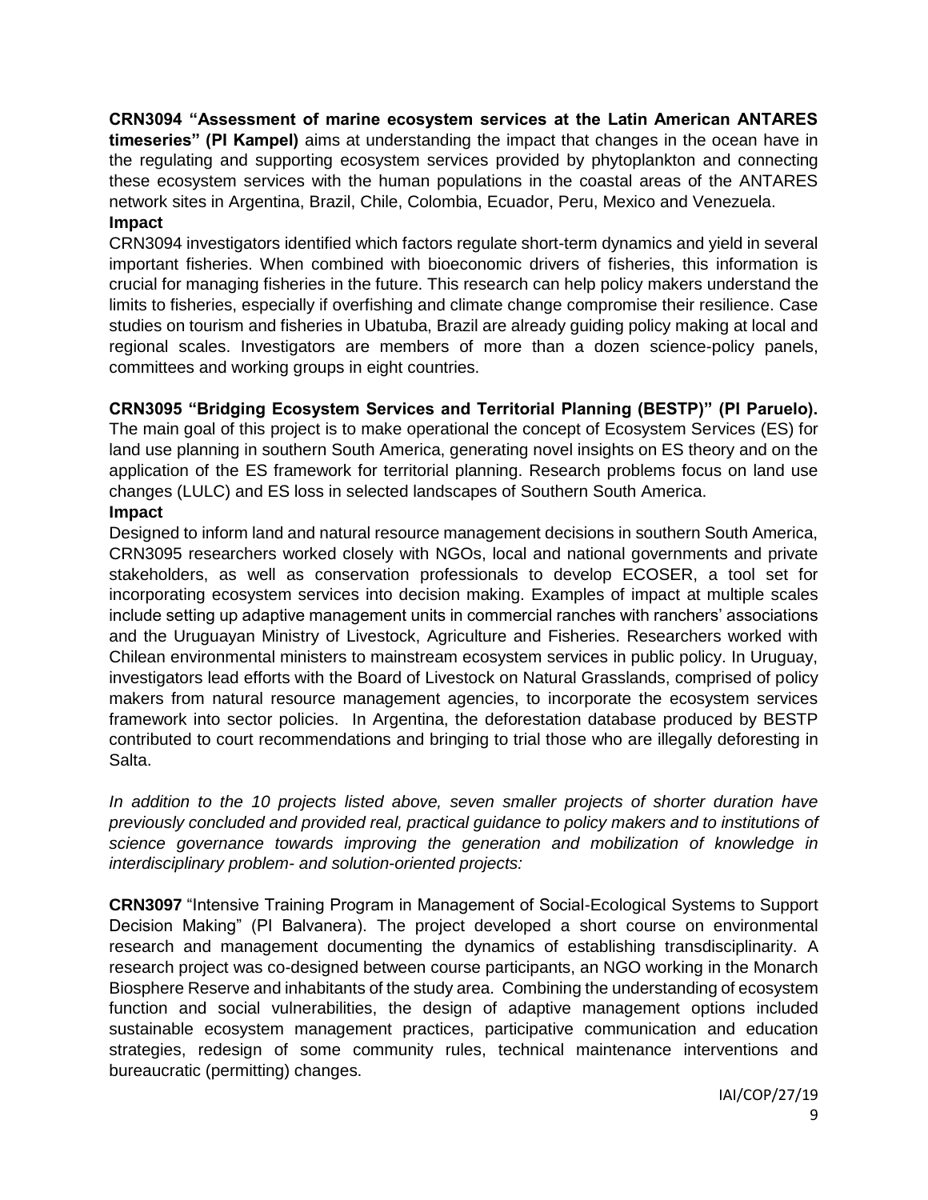**CRN3094 "Assessment of marine ecosystem services at the Latin American ANTARES timeseries" (PI Kampel)** aims at understanding the impact that changes in the ocean have in the regulating and supporting ecosystem services provided by phytoplankton and connecting these ecosystem services with the human populations in the coastal areas of the ANTARES network sites in Argentina, Brazil, Chile, Colombia, Ecuador, Peru, Mexico and Venezuela.

**Impact**

CRN3094 investigators identified which factors regulate short-term dynamics and yield in several important fisheries. When combined with bioeconomic drivers of fisheries, this information is crucial for managing fisheries in the future. This research can help policy makers understand the limits to fisheries, especially if overfishing and climate change compromise their resilience. Case studies on tourism and fisheries in Ubatuba, Brazil are already guiding policy making at local and regional scales. Investigators are members of more than a dozen science-policy panels, committees and working groups in eight countries.

**CRN3095 "Bridging Ecosystem Services and Territorial Planning (BESTP)" (PI Paruelo).** The main goal of this project is to make operational the concept of Ecosystem Services (ES) for land use planning in southern South America, generating novel insights on ES theory and on the application of the ES framework for territorial planning. Research problems focus on land use changes (LULC) and ES loss in selected landscapes of Southern South America.

**Impact**

Designed to inform land and natural resource management decisions in southern South America, CRN3095 researchers worked closely with NGOs, local and national governments and private stakeholders, as well as conservation professionals to develop ECOSER, a tool set for incorporating ecosystem services into decision making. Examples of impact at multiple scales include setting up adaptive management units in commercial ranches with ranchers' associations and the Uruguayan Ministry of Livestock, Agriculture and Fisheries. Researchers worked with Chilean environmental ministers to mainstream ecosystem services in public policy. In Uruguay, investigators lead efforts with the Board of Livestock on Natural Grasslands, comprised of policy makers from natural resource management agencies, to incorporate the ecosystem services framework into sector policies. In Argentina, the deforestation database produced by BESTP contributed to court recommendations and bringing to trial those who are illegally deforesting in Salta.

*In addition to the 10 projects listed above, seven smaller projects of shorter duration have previously concluded and provided real, practical guidance to policy makers and to institutions of science governance towards improving the generation and mobilization of knowledge in interdisciplinary problem- and solution-oriented projects:*

**CRN3097** "Intensive Training Program in Management of Social-Ecological Systems to Support Decision Making" (PI Balvanera). The project developed a short course on environmental research and management documenting the dynamics of establishing transdisciplinarity. A research project was co-designed between course participants, an NGO working in the Monarch Biosphere Reserve and inhabitants of the study area. Combining the understanding of ecosystem function and social vulnerabilities, the design of adaptive management options included sustainable ecosystem management practices, participative communication and education strategies, redesign of some community rules, technical maintenance interventions and bureaucratic (permitting) changes.

IAI/COP/27/19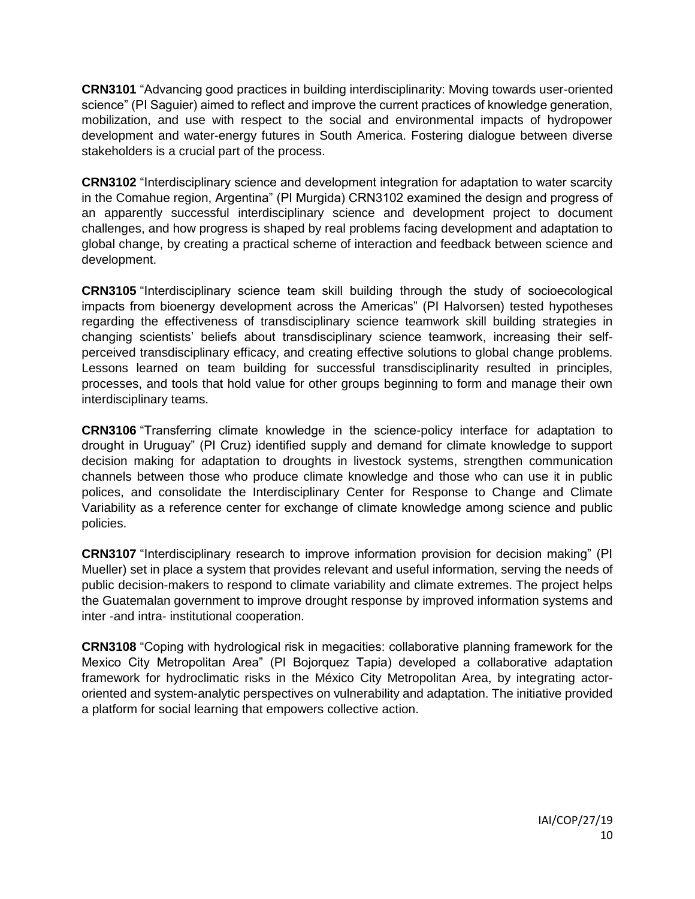**CRN3101** "Advancing good practices in building interdisciplinarity: Moving towards user-oriented science" (PI Saguier) aimed to reflect and improve the current practices of knowledge generation, mobilization, and use with respect to the social and environmental impacts of hydropower development and water-energy futures in South America. Fostering dialogue between diverse stakeholders is a crucial part of the process.

**CRN3102** "Interdisciplinary science and development integration for adaptation to water scarcity in the Comahue region, Argentina" (PI Murgida) CRN3102 examined the design and progress of an apparently successful interdisciplinary science and development project to document challenges, and how progress is shaped by real problems facing development and adaptation to global change, by creating a practical scheme of interaction and feedback between science and development.

**CRN3105** "Interdisciplinary science team skill building through the study of socioecological impacts from bioenergy development across the Americas" (PI Halvorsen) tested hypotheses regarding the effectiveness of transdisciplinary science teamwork skill building strategies in changing scientists' beliefs about transdisciplinary science teamwork, increasing their self-perceived transdisciplinary efficacy, and creating effective solutions to global change problems. Lessons learned on team building for successful transdisciplinarity resulted in principles, processes, and tools that hold value for other groups beginning to form and manage their own interdisciplinary teams.

**CRN3106** "Transferring climate knowledge in the science-policy interface for adaptation to drought in Uruguay" (PI Cruz) identified supply and demand for climate knowledge to support decision making for adaptation to droughts in livestock systems, strengthen communication channels between those who produce climate knowledge and those who can use it in public polices, and consolidate the Interdisciplinary Center for Response to Change and Climate Variability as a reference center for exchange of climate knowledge among science and public policies.

**CRN3107** "Interdisciplinary research to improve information provision for decision making" (PI Mueller) set in place a system that provides relevant and useful information, serving the needs of public decision-makers to respond to climate variability and climate extremes. The project helps the Guatemalan government to improve drought response by improved information systems and inter -and intra- institutional cooperation.

**CRN3108** "Coping with hydrological risk in megacities: collaborative planning framework for the Mexico City Metropolitan Area" (PI Bojorquez Tapia) developed a collaborative adaptation framework for hydroclimatic risks in the México City Metropolitan Area, by integrating actor-oriented and system-analytic perspectives on vulnerability and adaptation. The initiative provided a platform for social learning that empowers collective action.